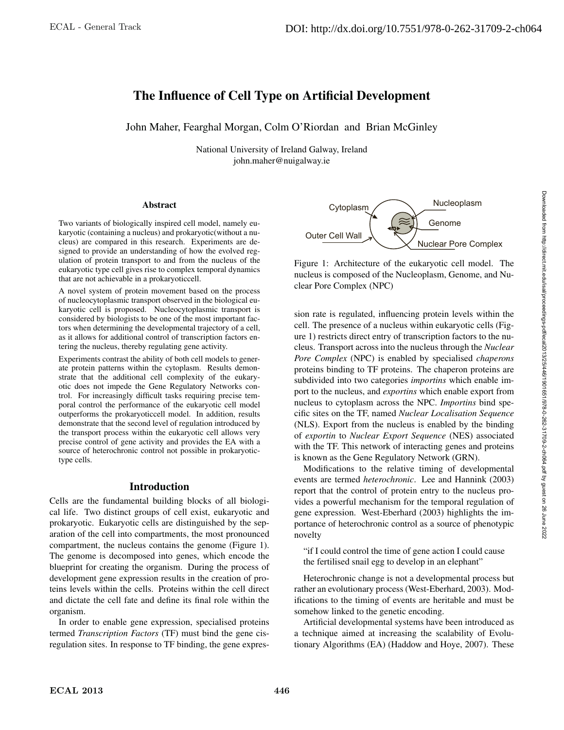# The Influence of Cell Type on Artificial Development

John Maher, Fearghal Morgan, Colm O'Riordan and Brian McGinley

National University of Ireland Galway, Ireland
john.maher@nuigalway.ie

## Abstract

Two variants of biologically inspired cell model, namely eukaryotic (containing a nucleus) and prokaryotic(without a nucleus) are compared in this research. Experiments are designed to provide an understanding of how the evolved regulation of protein transport to and from the nucleus of the eukaryotic type cell gives rise to complex temporal dynamics that are not achievable in a prokaryoticcell.

A novel system of protein movement based on the process of nucleocytoplasmic transport observed in the biological eukaryotic cell is proposed. Nucleocytoplasmic transport is considered by biologists to be one of the most important factors when determining the developmental trajectory of a cell, as it allows for additional control of transcription factors entering the nucleus, thereby regulating gene activity.

Experiments contrast the ability of both cell models to generate protein patterns within the cytoplasm. Results demonstrate that the additional cell complexity of the eukaryotic does not impede the Gene Regulatory Networks control. For increasingly difficult tasks requiring precise temporal control the performance of the eukaryotic cell model outperforms the prokaryoticcell model. In addition, results demonstrate that the second level of regulation introduced by the transport process within the eukaryotic cell allows very precise control of gene activity and provides the EA with a source of heterochronic control not possible in prokaryotic-type cells.

## Introduction

Cells are the fundamental building blocks of all biological life. Two distinct groups of cell exist, eukaryotic and prokaryotic. Eukaryotic cells are distinguished by the separation of the cell into compartments, the most pronounced compartment, the nucleus contains the genome (Figure 1). The genome is decomposed into genes, which encode the blueprint for creating the organism. During the process of development gene expression results in the creation of proteins levels within the cells. Proteins within the cell direct and dictate the cell fate and define its final role within the organism.

In order to enable gene expression, specialised proteins termed *Transcription Factors* (TF) must bind the gene cis-regulation sites. In response to TF binding, the gene expression rate is regulated, influencing protein levels within the cell. The presence of a nucleus within eukaryotic cells (Figure 1) restricts direct entry of transcription factors to the nucleus. Transport across into the nucleus through the *Nuclear Pore Complex* (NPC) is enabled by specialised *chaperons* proteins binding to TF proteins. The chaperon proteins are subdivided into two categories *importins* which enable import to the nucleus, and *exportins* which enable export from nucleus to cytoplasm across the NPC. *Importins* bind specific sites on the TF, named *Nuclear Localisation Sequence* (NLS). Export from the nucleus is enabled by the binding of *exportin* to *Nuclear Export Sequence* (NES) associated with the TF. This network of interacting genes and proteins is known as the Gene Regulatory Network (GRN).

Figure 1: Architecture of the eukaryotic cell model. The nucleus is composed of the Nucleoplasm, Genome, and Nuclear Pore Complex (NPC)

Modifications to the relative timing of developmental events are termed *heterochronic*. Lee and Hannink (2003) report that the control of protein entry to the nucleus provides a powerful mechanism for the temporal regulation of gene expression. West-Eberhard (2003) highlights the importance of heterochronic control as a source of phenotypic novelty

> "if I could control the time of gene action I could cause the fertilised snail egg to develop in an elephant"

Heterochronic change is not a developmental process but rather an evolutionary process (West-Eberhard, 2003). Modifications to the timing of events are heritable and must be somehow linked to the genetic encoding.

Artificial developmental systems have been introduced as a technique aimed at increasing the scalability of Evolutionary Algorithms (EA) (Haddow and Hoye, 2007). These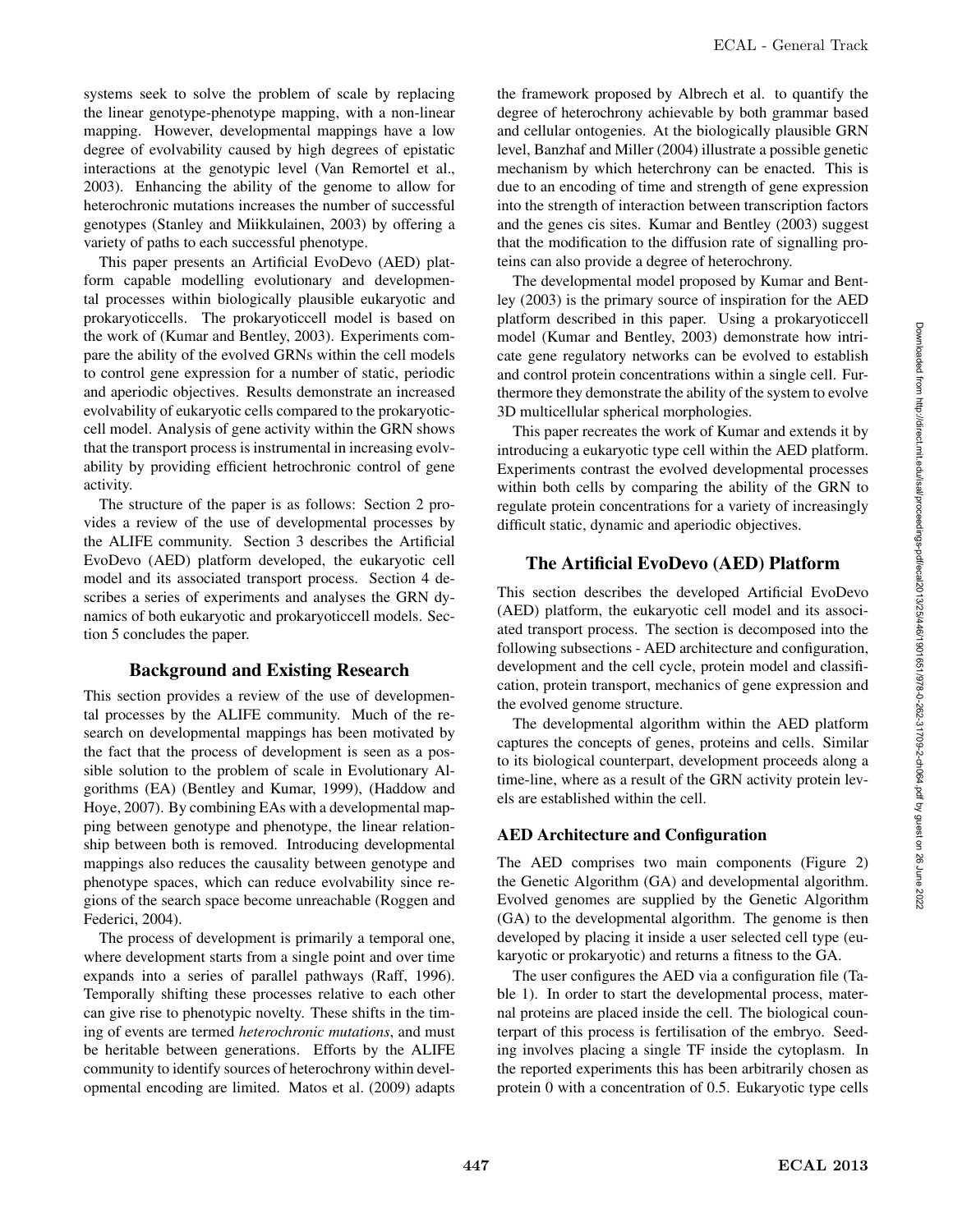systems seek to solve the problem of scale by replacing the linear genotype-phenotype mapping, with a non-linear mapping. However, developmental mappings have a low degree of evolvability caused by high degrees of epistatic interactions at the genotypic level (Van Remortel et al., 2003). Enhancing the ability of the genome to allow for heterochronic mutations increases the number of successful genotypes (Stanley and Miikkulainen, 2003) by offering a variety of paths to each successful phenotype.

This paper presents an Artificial EvoDevo (AED) platform capable modelling evolutionary and developmental processes within biologically plausible eukaryotic and prokaryoticcells. The prokaryoticcell model is based on the work of (Kumar and Bentley, 2003). Experiments compare the ability of the evolved GRNs within the cell models to control gene expression for a number of static, periodic and aperiodic objectives. Results demonstrate an increased evolvability of eukaryotic cells compared to the prokaryoticcell model. Analysis of gene activity within the GRN shows that the transport process is instrumental in increasing evolvability by providing efficient hetrochronic control of gene activity.

The structure of the paper is as follows: Section 2 provides a review of the use of developmental processes by the ALIFE community. Section 3 describes the Artificial EvoDevo (AED) platform developed, the eukaryotic cell model and its associated transport process. Section 4 describes a series of experiments and analyses the GRN dynamics of both eukaryotic and prokaryoticcell models. Section 5 concludes the paper.

## Background and Existing Research

This section provides a review of the use of developmental processes by the ALIFE community. Much of the research on developmental mappings has been motivated by the fact that the process of development is seen as a possible solution to the problem of scale in Evolutionary Algorithms (EA) (Bentley and Kumar, 1999), (Haddow and Hoye, 2007). By combining EAs with a developmental mapping between genotype and phenotype, the linear relationship between both is removed. Introducing developmental mappings also reduces the causality between genotype and phenotype spaces, which can reduce evolvability since regions of the search space become unreachable (Roggen and Federici, 2004).

The process of development is primarily a temporal one, where development starts from a single point and over time expands into a series of parallel pathways (Raff, 1996). Temporally shifting these processes relative to each other can give rise to phenotypic novelty. These shifts in the timing of events are termed *heterochronic mutations*, and must be heritable between generations. Efforts by the ALIFE community to identify sources of heterochrony within developmental encoding are limited. Matos et al. (2009) adapts the framework proposed by Albrech et al. to quantify the degree of heterochrony achievable by both grammar based and cellular ontogenies. At the biologically plausible GRN level, Banzhaf and Miller (2004) illustrate a possible genetic mechanism by which heterchrony can be enacted. This is due to an encoding of time and strength of gene expression into the strength of interaction between transcription factors and the genes cis sites. Kumar and Bentley (2003) suggest that the modification to the diffusion rate of signalling proteins can also provide a degree of heterochrony.

The developmental model proposed by Kumar and Bentley (2003) is the primary source of inspiration for the AED platform described in this paper. Using a prokaryoticcell model (Kumar and Bentley, 2003) demonstrate how intricate gene regulatory networks can be evolved to establish and control protein concentrations within a single cell. Furthermore they demonstrate the ability of the system to evolve 3D multicellular spherical morphologies.

This paper recreates the work of Kumar and extends it by introducing a eukaryotic type cell within the AED platform. Experiments contrast the evolved developmental processes within both cells by comparing the ability of the GRN to regulate protein concentrations for a variety of increasingly difficult static, dynamic and aperiodic objectives.

## The Artificial EvoDevo (AED) Platform

This section describes the developed Artificial EvoDevo (AED) platform, the eukaryotic cell model and its associated transport process. The section is decomposed into the following subsections - AED architecture and configuration, development and the cell cycle, protein model and classification, protein transport, mechanics of gene expression and the evolved genome structure.

The developmental algorithm within the AED platform captures the concepts of genes, proteins and cells. Similar to its biological counterpart, development proceeds along a time-line, where as a result of the GRN activity protein levels are established within the cell.

### AED Architecture and Configuration

The AED comprises two main components (Figure 2) the Genetic Algorithm (GA) and developmental algorithm. Evolved genomes are supplied by the Genetic Algorithm (GA) to the developmental algorithm. The genome is then developed by placing it inside a user selected cell type (eukaryotic or prokaryotic) and returns a fitness to the GA.

The user configures the AED via a configuration file (Table 1). In order to start the developmental process, maternal proteins are placed inside the cell. The biological counterpart of this process is fertilisation of the embryo. Seeding involves placing a single TF inside the cytoplasm. In the reported experiments this has been arbitrarily chosen as protein 0 with a concentration of 0.5. Eukaryotic type cells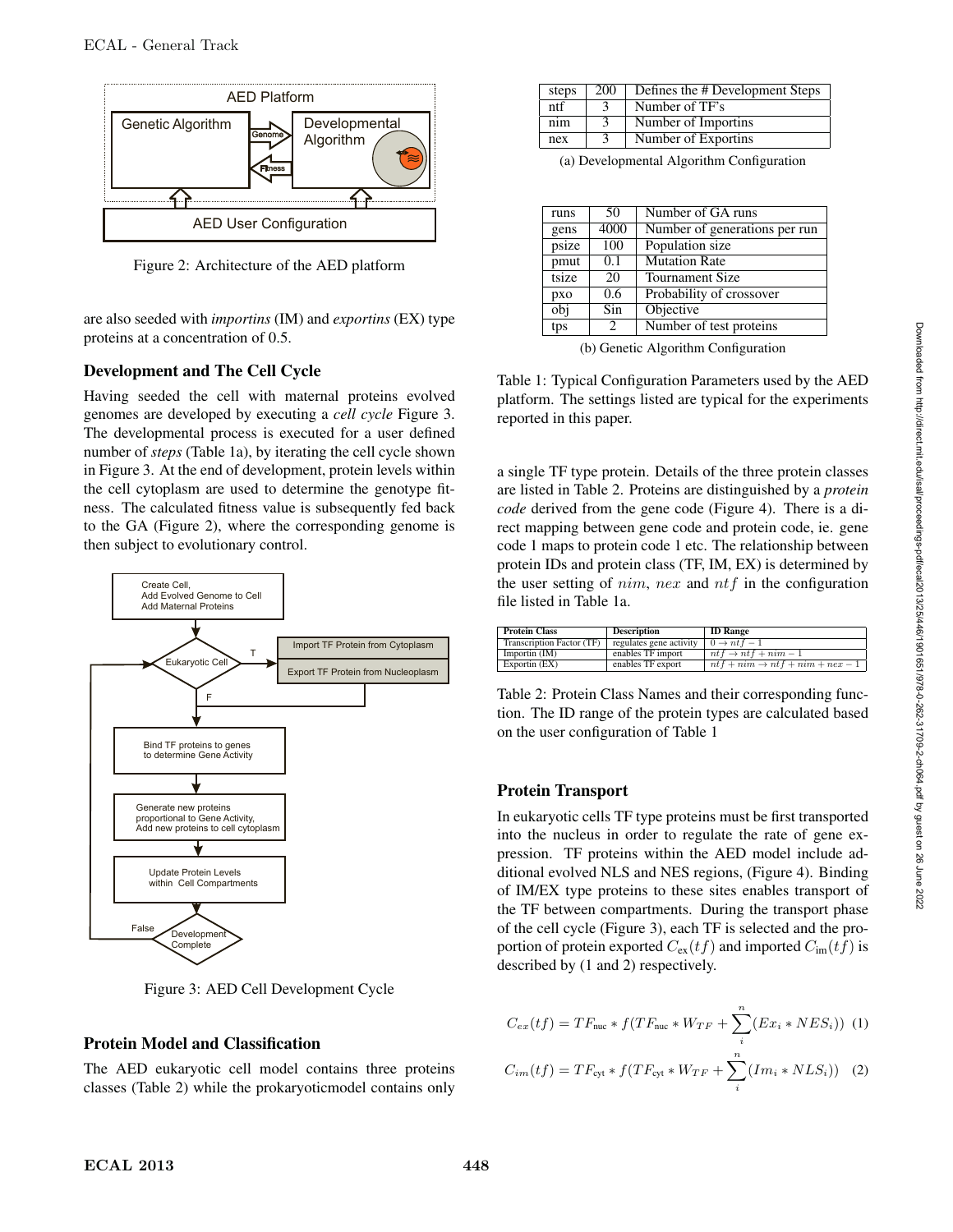Figure 2: Architecture of the AED platform

are also seeded with *importins* (IM) and *exportins* (EX) type proteins at a concentration of 0.5.

### Development and The Cell Cycle

Having seeded the cell with maternal proteins evolved genomes are developed by executing a *cell cycle* Figure 3. The developmental process is executed for a user defined number of *steps* (Table 1a), by iterating the cell cycle shown in Figure 3. At the end of development, protein levels within the cell cytoplasm are used to determine the genotype fitness. The calculated fitness value is subsequently fed back to the GA (Figure 2), where the corresponding genome is then subject to evolutionary control.

Figure 3: AED Cell Development Cycle

### Protein Model and Classification

The AED eukaryotic cell model contains three proteins classes (Table 2) while the prokaryoticmodel contains only a single TF type protein. Details of the three protein classes are listed in Table 2. Proteins are distinguished by a *protein code* derived from the gene code (Figure 4). There is a direct mapping between gene code and protein code, ie. gene code 1 maps to protein code 1 etc. The relationship between protein IDs and protein class (TF, IM, EX) is determined by the user setting of $nim$, $nex$ and $ntf$ in the configuration file listed in Table 1a.

| | | |
|---|---|---|
| steps | 200 | Defines the # Development Steps |
| ntf | 3 | Number of TF's |
| nim | 3 | Number of Importins |
| nex | 3 | Number of Exportins |

(a) Developmental Algorithm Configuration

| | | |
|---|---|---|
| runs | 50 | Number of GA runs |
| gens | 4000 | Number of generations per run |
| psize | 100 | Population size |
| pmut | 0.1 | Mutation Rate |
| tsize | 20 | Tournament Size |
| pxo | 0.6 | Probability of crossover |
| obj | Sin | Objective |
| tps | 2 | Number of test proteins |

(b) Genetic Algorithm Configuration

Table 1: Typical Configuration Parameters used by the AED platform. The settings listed are typical for the experiments reported in this paper.

| Protein Class | Description | ID Range |
|---|---|---|
| Transcription Factor (TF) | regulates gene activity | $0 \rightarrow ntf - 1$ |
| Importin (IM) | enables TF import | $ntf \rightarrow ntf + nim - 1$ |
| Exportin (EX) | enables TF export | $ntf + nim \rightarrow ntf + nim + nex - 1$ |

Table 2: Protein Class Names and their corresponding function. The ID range of the protein types are calculated based on the user configuration of Table 1

### Protein Transport

In eukaryotic cells TF type proteins must be first transported into the nucleus in order to regulate the rate of gene expression. TF proteins within the AED model include additional evolved NLS and NES regions, (Figure 4). Binding of IM/EX type proteins to these sites enables transport of the TF between compartments. During the transport phase of the cell cycle (Figure 3), each TF is selected and the proportion of protein exported $C_{\text{ex}}(tf)$ and imported $C_{\text{im}}(tf)$ is described by (1 and 2) respectively.

$$C_{ex}(tf) = TF_{\text{nuc}} * f(TF_{\text{nuc}} * W_{TF} + \sum_{i}^{n}(Ex_i * NES_i)) \quad (1)$$

$$C_{im}(tf) = TF_{\text{cyt}} * f(TF_{\text{cyt}} * W_{TF} + \sum_{i}^{n}(Im_i * NLS_i)) \quad (2)$$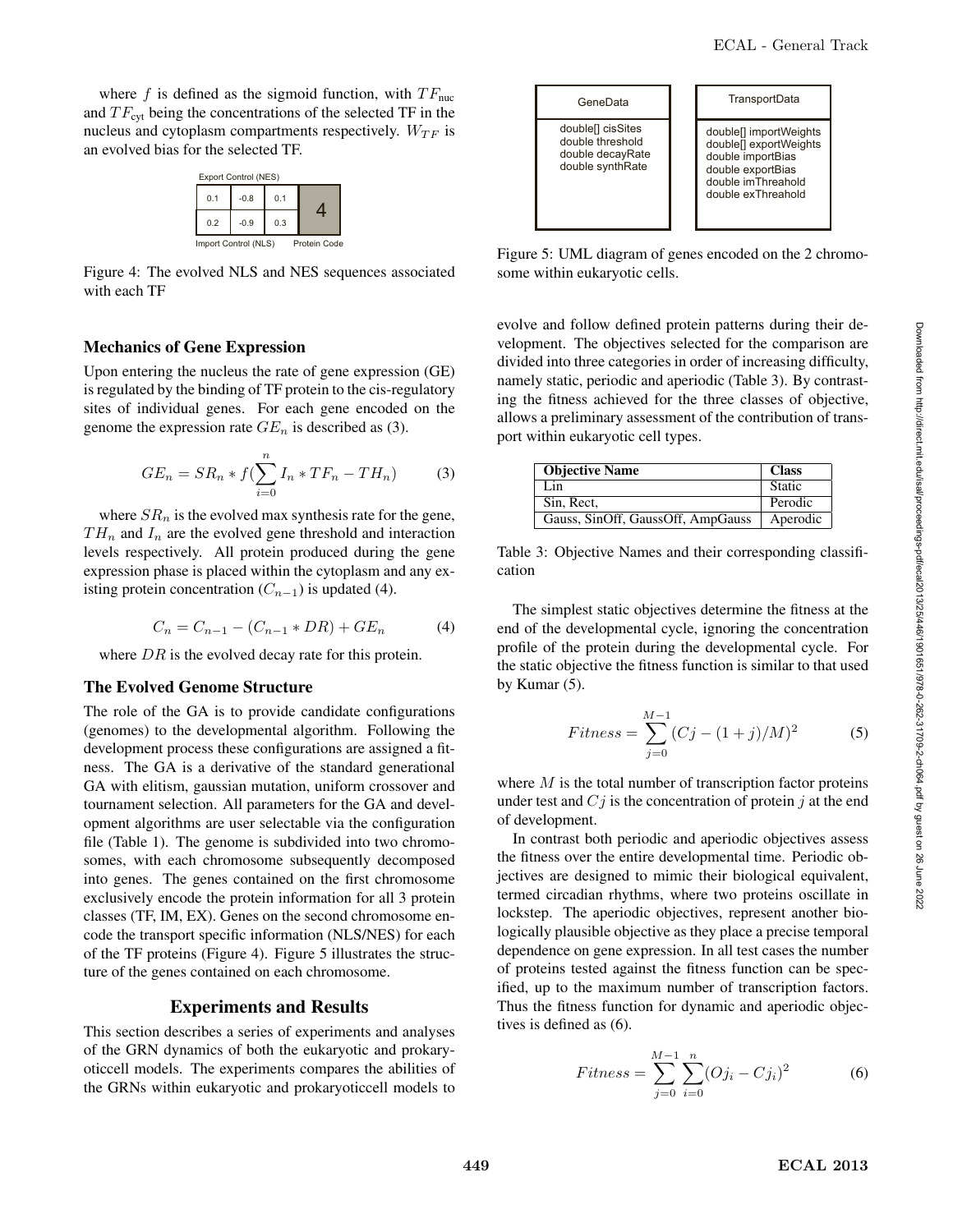where $f$ is defined as the sigmoid function, with $TF_{\text{nuc}}$ and $TF_{\text{cyt}}$ being the concentrations of the selected TF in the nucleus and cytoplasm compartments respectively. $W_{TF}$ is an evolved bias for the selected TF.

| Export Control (NES) | | | |
|---|---|---|---|
| 0.1 | -0.8 | 0.1 | 4 |
| 0.2 | -0.9 | 0.3 | |
| Import Control (NLS) | | | Protein Code |

Figure 4: The evolved NLS and NES sequences associated with each TF

### Mechanics of Gene Expression

Upon entering the nucleus the rate of gene expression (GE) is regulated by the binding of TF protein to the cis-regulatory sites of individual genes. For each gene encoded on the genome the expression rate $GE_n$ is described as (3).

$$GE_n = SR_n * f(\sum_{i=0}^{n} I_n * TF_n - TH_n) \tag{3}$$

where $SR_n$ is the evolved max synthesis rate for the gene, $TH_n$ and $I_n$ are the evolved gene threshold and interaction levels respectively. All protein produced during the gene expression phase is placed within the cytoplasm and any existing protein concentration ($C_{n-1}$) is updated (4).

$$C_n = C_{n-1} - (C_{n-1} * DR) + GE_n \tag{4}$$

where $DR$ is the evolved decay rate for this protein.

### The Evolved Genome Structure

The role of the GA is to provide candidate configurations (genomes) to the developmental algorithm. Following the development process these configurations are assigned a fitness. The GA is a derivative of the standard generational GA with elitism, gaussian mutation, uniform crossover and tournament selection. All parameters for the GA and development algorithms are user selectable via the configuration file (Table 1). The genome is subdivided into two chromosomes, with each chromosome subsequently decomposed into genes. The genes contained on the first chromosome exclusively encode the protein information for all 3 protein classes (TF, IM, EX). Genes on the second chromosome encode the transport specific information (NLS/NES) for each of the TF proteins (Figure 4). Figure 5 illustrates the structure of the genes contained on each chromosome.

## Experiments and Results

This section describes a series of experiments and analyses of the GRN dynamics of both the eukaryotic and prokaryoticcell models. The experiments compares the abilities of the GRNs within eukaryotic and prokaryoticcell models to

| GeneData | TransportData |
|---|---|
| double[] cisSites<br>double threshold<br>double decayRate<br>double synthRate | double[] importWeights<br>double[] exportWeights<br>double importBias<br>double exportBias<br>double imThreahold<br>double exThreahold |

Figure 5: UML diagram of genes encoded on the 2 chromosome within eukaryotic cells.

evolve and follow defined protein patterns during their development. The objectives selected for the comparison are divided into three categories in order of increasing difficulty, namely static, periodic and aperiodic (Table 3). By contrasting the fitness achieved for the three classes of objective, allows a preliminary assessment of the contribution of transport within eukaryotic cell types.

| Objective Name | Class |
|---|---|
| Lin | Static |
| Sin, Rect, | Perodic |
| Gauss, SinOff, GaussOff, AmpGauss | Aperodic |

Table 3: Objective Names and their corresponding classification

The simplest static objectives determine the fitness at the end of the developmental cycle, ignoring the concentration profile of the protein during the developmental cycle. For the static objective the fitness function is similar to that used by Kumar (5).

$$Fitness = \sum_{j=0}^{M-1} (Cj - (1+j)/M)^2 \tag{5}$$

where $M$ is the total number of transcription factor proteins under test and $Cj$ is the concentration of protein $j$ at the end of development.

In contrast both periodic and aperiodic objectives assess the fitness over the entire developmental time. Periodic objectives are designed to mimic their biological equivalent, termed circadian rhythms, where two proteins oscillate in lockstep. The aperiodic objectives, represent another biologically plausible objective as they place a precise temporal dependence on gene expression. In all test cases the number of proteins tested against the fitness function can be specified, up to the maximum number of transcription factors. Thus the fitness function for dynamic and aperiodic objectives is defined as (6).

$$Fitness = \sum_{j=0}^{M-1} \sum_{i=0}^{n} (Oj_i - Cj_i)^2 \tag{6}$$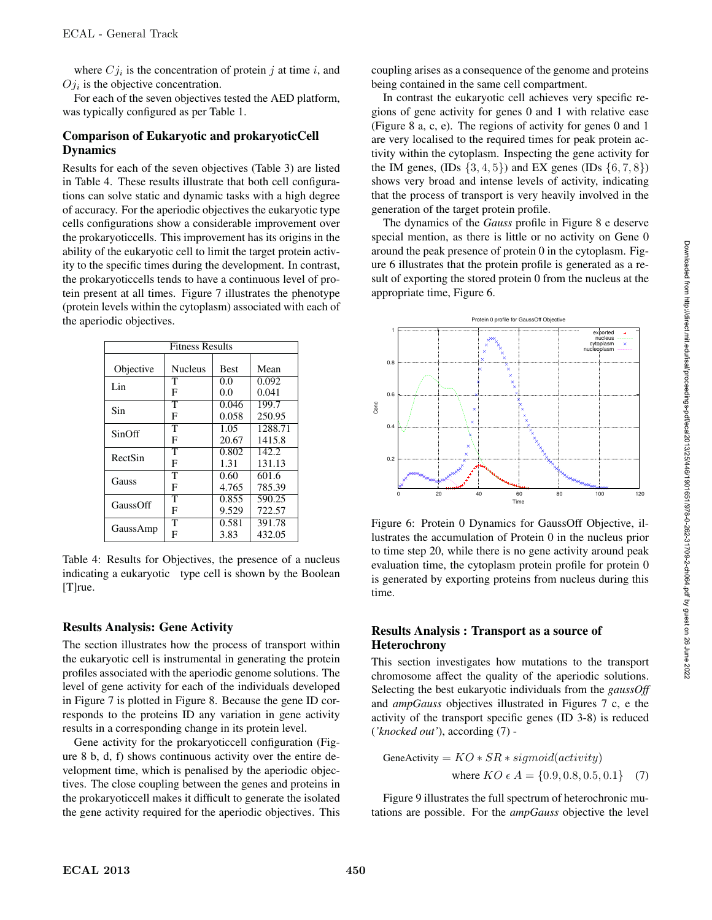where $Cj_i$ is the concentration of protein $j$ at time $i$, and $Oj_i$ is the objective concentration.

For each of the seven objectives tested the AED platform, was typically configured as per Table 1.

## Comparison of Eukaryotic and prokaryoticCell Dynamics

Results for each of the seven objectives (Table 3) are listed in Table 4. These results illustrate that both cell configurations can solve static and dynamic tasks with a high degree of accuracy. For the aperiodic objectives the eukaryotic type cells configurations show a considerable improvement over the prokaryoticcells. This improvement has its origins in the ability of the eukaryotic cell to limit the target protein activity to the specific times during the development. In contrast, the prokaryoticcells tends to have a continuous level of protein present at all times. Figure 7 illustrates the phenotype (protein levels within the cytoplasm) associated with each of the aperiodic objectives.

| Fitness Results | | | |
|---|---|---|---|
| Objective | Nucleus | Best | Mean |
| Lin | T | 0.0 | 0.092 |
| | F | 0.0 | 0.041 |
| Sin | T | 0.046 | 199.7 |
| | F | 0.058 | 250.95 |
| SinOff | T | 1.05 | 1288.71 |
| | F | 20.67 | 1415.8 |
| RectSin | T | 0.802 | 142.2 |
| | F | 1.31 | 131.13 |
| Gauss | T | 0.60 | 601.6 |
| | F | 4.765 | 785.39 |
| GaussOff | T | 0.855 | 590.25 |
| | F | 9.529 | 722.57 |
| GaussAmp | T | 0.581 | 391.78 |
| | F | 3.83 | 432.05 |

Table 4: Results for Objectives, the presence of a nucleus indicating a eukaryotic type cell is shown by the Boolean [T]rue.

## Results Analysis: Gene Activity

The section illustrates how the process of transport within the eukaryotic cell is instrumental in generating the protein profiles associated with the aperiodic genome solutions. The level of gene activity for each of the individuals developed in Figure 7 is plotted in Figure 8. Because the gene ID corresponds to the proteins ID any variation in gene activity results in a corresponding change in its protein level.

Gene activity for the prokaryoticcell configuration (Figure 8 b, d, f) shows continuous activity over the entire development time, which is penalised by the aperiodic objectives. The close coupling between the genes and proteins in the prokaryoticcell makes it difficult to generate the isolated the gene activity required for the aperiodic objectives. This coupling arises as a consequence of the genome and proteins being contained in the same cell compartment.

In contrast the eukaryotic cell achieves very specific regions of gene activity for genes 0 and 1 with relative ease (Figure 8 a, c, e). The regions of activity for genes 0 and 1 are very localised to the required times for peak protein activity within the cytoplasm. Inspecting the gene activity for the IM genes, (IDs $\{3, 4, 5\}$) and EX genes (IDs $\{6, 7, 8\}$) shows very broad and intense levels of activity, indicating that the process of transport is very heavily involved in the generation of the target protein profile.

The dynamics of the *Gauss* profile in Figure 8 e deserve special mention, as there is little or no activity on Gene 0 around the peak presence of protein 0 in the cytoplasm. Figure 6 illustrates that the protein profile is generated as a result of exporting the stored protein 0 from the nucleus at the appropriate time, Figure 6.

Figure 6: Protein 0 Dynamics for GaussOff Objective, illustrates the accumulation of Protein 0 in the nucleus prior to time step 20, while there is no gene activity around peak evaluation time, the cytoplasm protein profile for protein 0 is generated by exporting proteins from nucleus during this time.

## Results Analysis : Transport as a source of Heterochrony

This section investigates how mutations to the transport chromosome affect the quality of the aperiodic solutions. Selecting the best eukaryotic individuals from the *gaussOff* and *ampGauss* objectives illustrated in Figures 7 c, e the activity of the transport specific genes (ID 3-8) is reduced (*'knocked out'*), according (7) -

$$\text{GeneActivity} = KO * SR * sigmoid(activity)$$
$$\text{where } KO \in A = \{0.9, 0.8, 0.5, 0.1\} \quad (7)$$

Figure 9 illustrates the full spectrum of heterochronic mutations are possible. For the *ampGauss* objective the level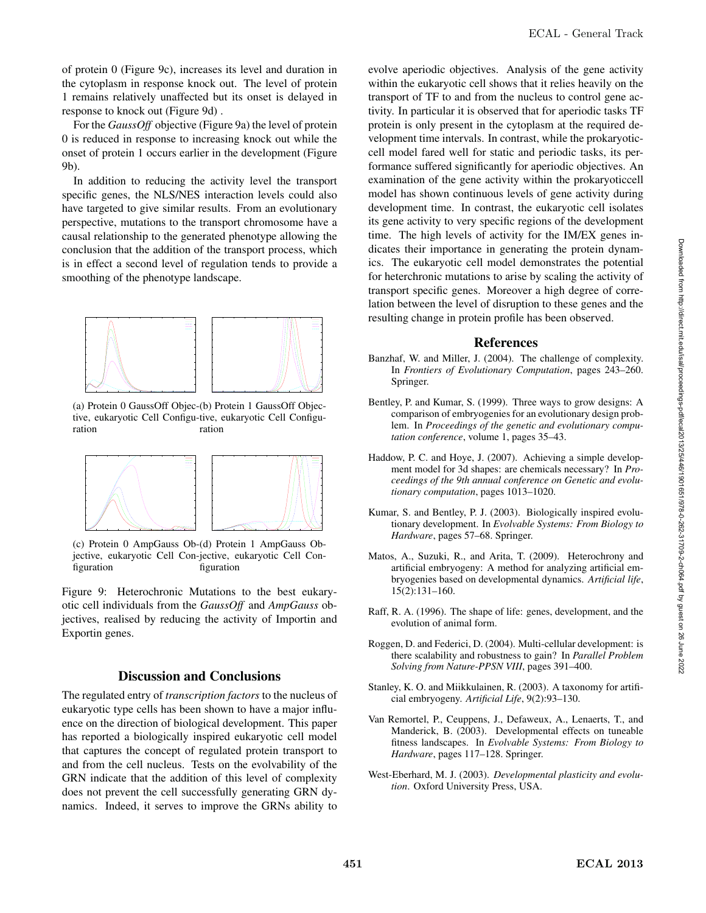of protein 0 (Figure 9c), increases its level and duration in the cytoplasm in response knock out. The level of protein 1 remains relatively unaffected but its onset is delayed in response to knock out (Figure 9d) .

For the *GaussOff* objective (Figure 9a) the level of protein 0 is reduced in response to increasing knock out while the onset of protein 1 occurs earlier in the development (Figure 9b).

In addition to reducing the activity level the transport specific genes, the NLS/NES interaction levels could also have targeted to give similar results. From an evolutionary perspective, mutations to the transport chromosome have a causal relationship to the generated phenotype allowing the conclusion that the addition of the transport process, which is in effect a second level of regulation tends to provide a smoothing of the phenotype landscape.

(a) Protein 0 GaussOff Objective, eukaryotic Cell Configuration

(b) Protein 1 GaussOff Objective, eukaryotic Cell Configuration

(c) Protein 0 AmpGauss Objective, eukaryotic Cell Configuration

(d) Protein 1 AmpGauss Objective, eukaryotic Cell Configuration

Figure 9: Heterochronic Mutations to the best eukaryotic cell individuals from the *GaussOff* and *AmpGauss* objectives, realised by reducing the activity of Importin and Exportin genes.

## Discussion and Conclusions

The regulated entry of *transcription factors* to the nucleus of eukaryotic type cells has been shown to have a major influence on the direction of biological development. This paper has reported a biologically inspired eukaryotic cell model that captures the concept of regulated protein transport to and from the cell nucleus. Tests on the evolvability of the GRN indicate that the addition of this level of complexity does not prevent the cell successfully generating GRN dynamics. Indeed, it serves to improve the GRNs ability to evolve aperiodic objectives. Analysis of the gene activity within the eukaryotic cell shows that it relies heavily on the transport of TF to and from the nucleus to control gene activity. In particular it is observed that for aperiodic tasks TF protein is only present in the cytoplasm at the required development time intervals. In contrast, while the prokaryotic-cell model fared well for static and periodic tasks, its performance suffered significantly for aperiodic objectives. An examination of the gene activity within the prokaryoticcell model has shown continuous levels of gene activity during development time. In contrast, the eukaryotic cell isolates its gene activity to very specific regions of the development time. The high levels of activity for the IM/EX genes indicates their importance in generating the protein dynamics. The eukaryotic cell model demonstrates the potential for heterchronic mutations to arise by scaling the activity of transport specific genes. Moreover a high degree of correlation between the level of disruption to these genes and the resulting change in protein profile has been observed.

## References

Banzhaf, W. and Miller, J. (2004). The challenge of complexity. In *Frontiers of Evolutionary Computation*, pages 243–260. Springer.

Bentley, P. and Kumar, S. (1999). Three ways to grow designs: A comparison of embryogenies for an evolutionary design problem. In *Proceedings of the genetic and evolutionary computation conference*, volume 1, pages 35–43.

Haddow, P. C. and Hoye, J. (2007). Achieving a simple development model for 3d shapes: are chemicals necessary? In *Proceedings of the 9th annual conference on Genetic and evolutionary computation*, pages 1013–1020.

Kumar, S. and Bentley, P. J. (2003). Biologically inspired evolutionary development. In *Evolvable Systems: From Biology to Hardware*, pages 57–68. Springer.

Matos, A., Suzuki, R., and Arita, T. (2009). Heterochrony and artificial embryogeny: A method for analyzing artificial embryogenies based on developmental dynamics. *Artificial life*, 15(2):131–160.

Raff, R. A. (1996). The shape of life: genes, development, and the evolution of animal form.

Roggen, D. and Federici, D. (2004). Multi-cellular development: is there scalability and robustness to gain? In *Parallel Problem Solving from Nature-PPSN VIII*, pages 391–400.

Stanley, K. O. and Miikkulainen, R. (2003). A taxonomy for artificial embryogeny. *Artificial Life*, 9(2):93–130.

Van Remortel, P., Ceuppens, J., Defaweux, A., Lenaerts, T., and Manderick, B. (2003). Developmental effects on tuneable fitness landscapes. In *Evolvable Systems: From Biology to Hardware*, pages 117–128. Springer.

West-Eberhard, M. J. (2003). *Developmental plasticity and evolution*. Oxford University Press, USA.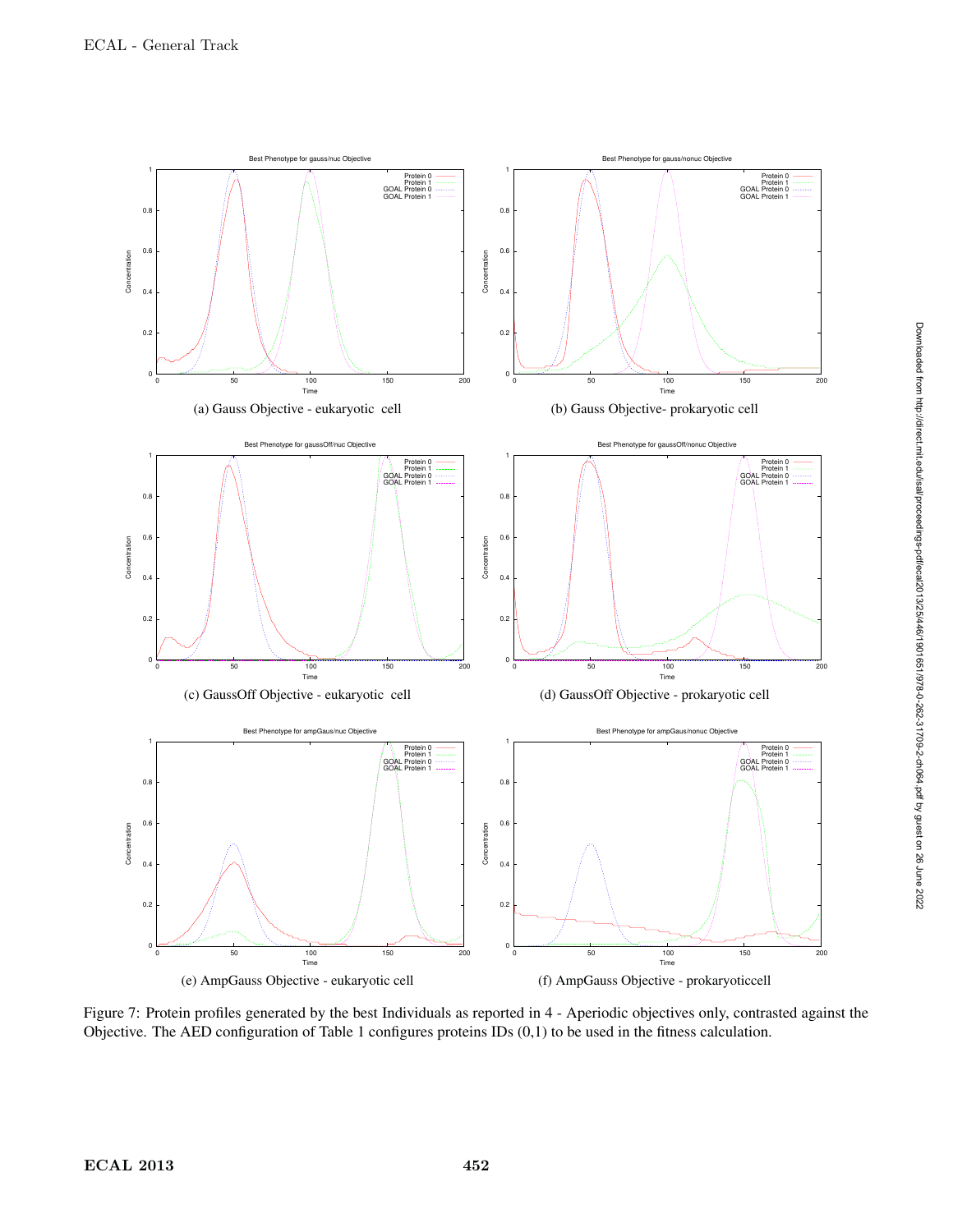(a) Gauss Objective - eukaryotic cell

(b) Gauss Objective- prokaryotic cell

(c) GaussOff Objective - eukaryotic cell

(d) GaussOff Objective - prokaryotic cell

(e) AmpGauss Objective - eukaryotic cell

(f) AmpGauss Objective - prokaryoticcell

Figure 7: Protein profiles generated by the best Individuals as reported in 4 - Aperiodic objectives only, contrasted against the Objective. The AED configuration of Table 1 configures proteins IDs (0,1) to be used in the fitness calculation.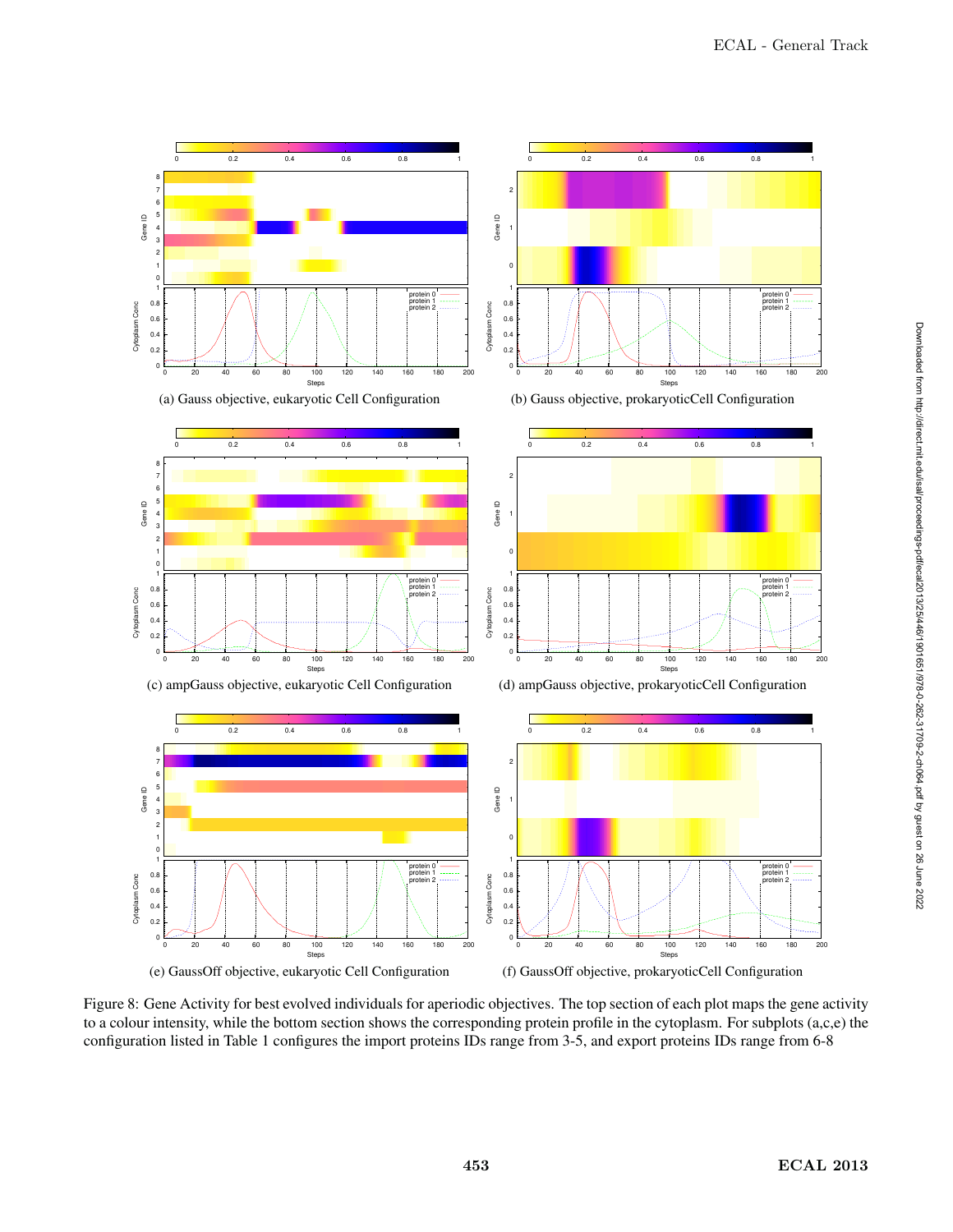0 0.2 0.4 0.6 0.8 1

Gene ID

Cytoplasm Conc

Steps

protein 0
protein 1
protein 2

(a) Gauss objective, eukaryotic Cell Configuration

0 0.2 0.4 0.6 0.8 1

Gene ID

Cytoplasm Conc

Steps

protein 0
protein 1
protein 2

(b) Gauss objective, prokaryoticCell Configuration

0 0.2 0.4 0.6 0.8 1

Gene ID

Cytoplasm Conc

Steps

protein 0
protein 1
protein 2

(c) ampGauss objective, eukaryotic Cell Configuration

0 0.2 0.4 0.6 0.8 1

Gene ID

Cytoplasm Conc

Steps

protein 0
protein 1
protein 2

(d) ampGauss objective, prokaryoticCell Configuration

0 0.2 0.4 0.6 0.8 1

Gene ID

Cytoplasm Conc

Steps

protein 0
protein 1
protein 2

(e) GaussOff objective, eukaryotic Cell Configuration

0 0.2 0.4 0.6 0.8 1

Gene ID

Cytoplasm Conc

Steps

protein 0
protein 1
protein 2

(f) GaussOff objective, prokaryoticCell Configuration

Figure 8: Gene Activity for best evolved individuals for aperiodic objectives. The top section of each plot maps the gene activity to a colour intensity, while the bottom section shows the corresponding protein profile in the cytoplasm. For subplots (a,c,e) the configuration listed in Table 1 configures the import proteins IDs range from 3-5, and export proteins IDs range from 6-8